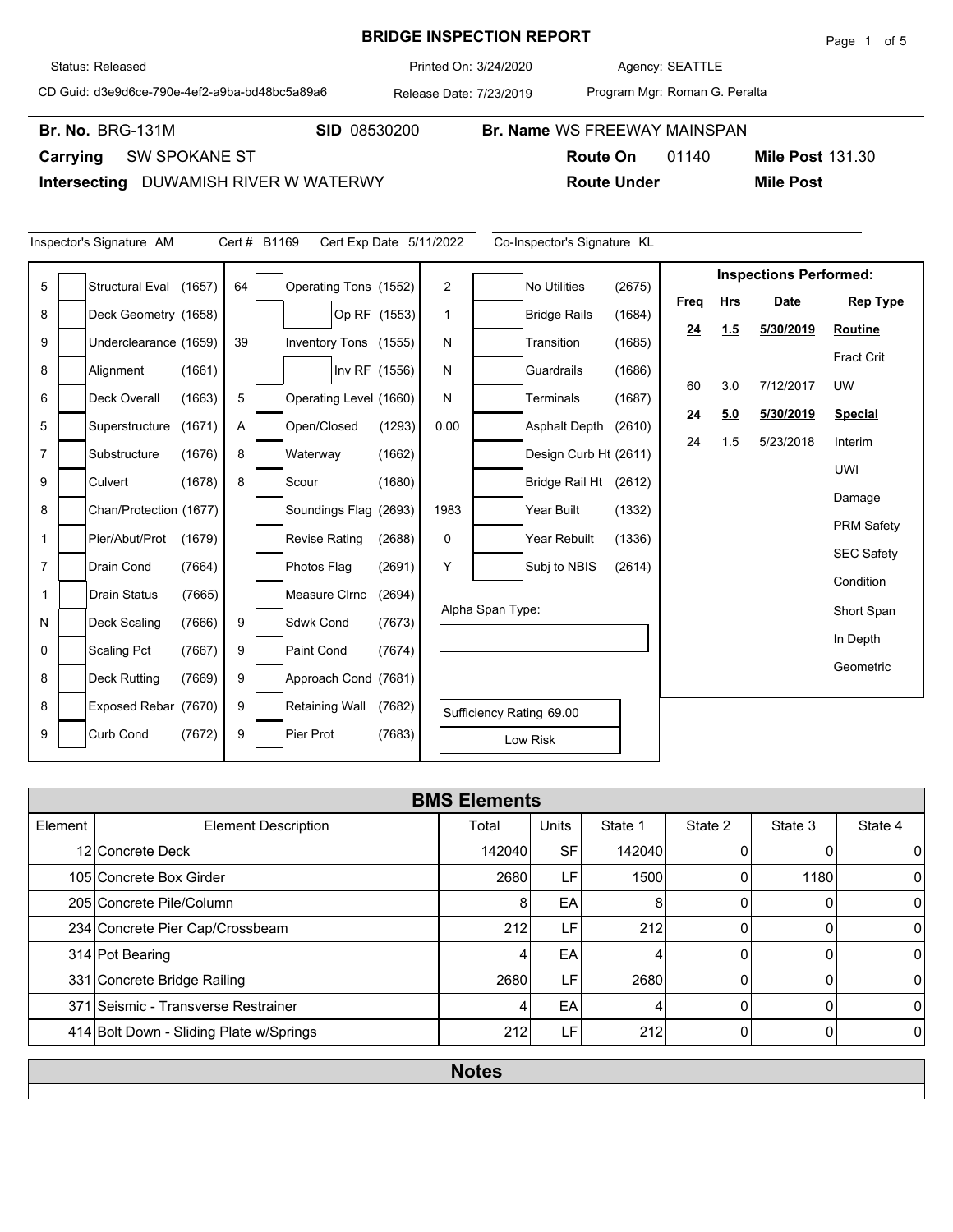# BRIDGE INSPECTION REPORT

Status: Released | Printed On: 3/24/2020 | Agency: SEATTLE

CD Guid: d3e9d6ce-790e-4ef2-a9ba-bd48bc5a89a6 | Release Date: 7/23/2019 | Program Mgr: Roman G. Peralta

**Br. No.** BRG-131M | **SID** 08530200 | **Br. Name** WS FREEWAY MAINSPAN

**Carrying** SW SPOKANE ST | **Route On** 01140 | **Mile Post** 131.30

**Intersecting** DUWAMISH RIVER W WATERWY | **Route Under** | **Mile Post**

Inspector's Signature AM | Cert # B1169 | Cert Exp Date 5/11/2022 | Co-Inspector's Signature KL

| Value | Item | Code | Value | Item | Code | Value | Item | Code |
|---|---|---|---|---|---|---|---|---|
| 5 | Structural Eval | (1657) | 64 | Operating Tons | (1552) | 2 | No Utilities | (2675) |
| 8 | Deck Geometry | (1658) | | Op RF | (1553) | 1 | Bridge Rails | (1684) |
| 9 | Underclearance | (1659) | 39 | Inventory Tons | (1555) | N | Transition | (1685) |
| 8 | Alignment | (1661) | | Inv RF | (1556) | N | Guardrails | (1686) |
| 6 | Deck Overall | (1663) | 5 | Operating Level | (1660) | N | Terminals | (1687) |
| 5 | Superstructure | (1671) | A | Open/Closed | (1293) | 0.00 | Asphalt Depth | (2610) |
| 7 | Substructure | (1676) | 8 | Waterway | (1662) | | Design Curb Ht | (2611) |
| 9 | Culvert | (1678) | 8 | Scour | (1680) | | Bridge Rail Ht | (2612) |
| 8 | Chan/Protection | (1677) | | Soundings Flag | (2693) | 1983 | Year Built | (1332) |
| 1 | Pier/Abut/Prot | (1679) | | Revise Rating | (2688) | 0 | Year Rebuilt | (1336) |
| 7 | Drain Cond | (7664) | | Photos Flag | (2691) | Y | Subj to NBIS | (2614) |
| 1 | Drain Status | (7665) | | Measure Clrnc | (2694) | | | |
| N | Deck Scaling | (7666) | 9 | Sdwk Cond | (7673) | | Alpha Span Type: | |
| 0 | Scaling Pct | (7667) | 9 | Paint Cond | (7674) | | | |
| 8 | Deck Rutting | (7669) | 9 | Approach Cond | (7681) | | | |
| 8 | Exposed Rebar | (7670) | 9 | Retaining Wall | (7682) | | Sufficiency Rating 69.00 | |
| 9 | Curb Cond | (7672) | 9 | Pier Prot | (7683) | | Low Risk | |

**Inspections Performed:**

| Freq | Hrs | Date | Rep Type |
|---|---|---|---|
| **24** | **1.5** | **5/30/2019** | **Routine** |
| | | | Fract Crit |
| 60 | 3.0 | 7/12/2017 | UW |
| **24** | **5.0** | **5/30/2019** | **Special** |
| 24 | 1.5 | 5/23/2018 | Interim |
| | | | UWI |
| | | | Damage |
| | | | PRM Safety |
| | | | SEC Safety |
| | | | Condition |
| | | | Short Span |
| | | | In Depth |
| | | | Geometric |

## BMS Elements

| Element | Element Description | Total | Units | State 1 | State 2 | State 3 | State 4 |
|---|---|---|---|---|---|---|---|
| 12 | Concrete Deck | 142040 | SF | 142040 | 0 | 0 | 0 |
| 105 | Concrete Box Girder | 2680 | LF | 1500 | 0 | 1180 | 0 |
| 205 | Concrete Pile/Column | 8 | EA | 8 | 0 | 0 | 0 |
| 234 | Concrete Pier Cap/Crossbeam | 212 | LF | 212 | 0 | 0 | 0 |
| 314 | Pot Bearing | 4 | EA | 4 | 0 | 0 | 0 |
| 331 | Concrete Bridge Railing | 2680 | LF | 2680 | 0 | 0 | 0 |
| 371 | Seismic - Transverse Restrainer | 4 | EA | 4 | 0 | 0 | 0 |
| 414 | Bolt Down - Sliding Plate w/Springs | 212 | LF | 212 | 0 | 0 | 0 |

## Notes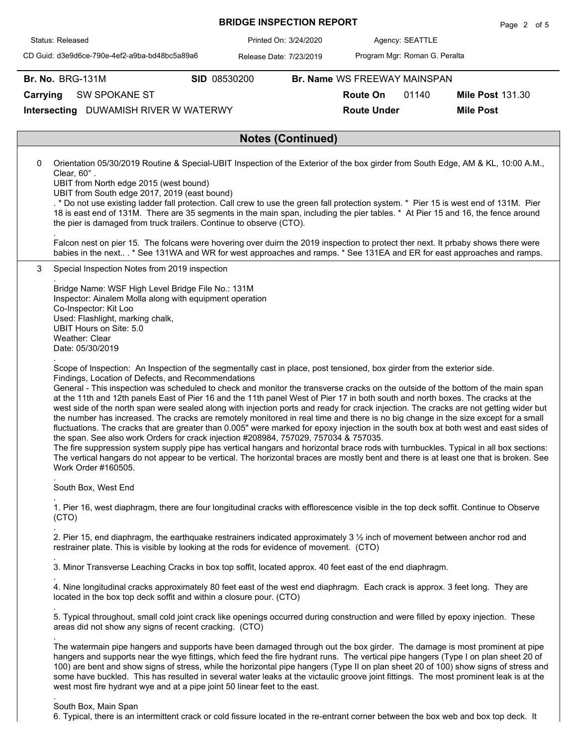# BRIDGE INSPECTION REPORT

| | | |
|---|---|---|
| Status: Released | Printed On: 3/24/2020 | Agency: SEATTLE |
| CD Guid: d3e9d6ce-790e-4ef2-a9ba-bd48bc5a89a6 | Release Date: 7/23/2019 | Program Mgr: Roman G. Peralta |

**Br. No.** BRG-131M **SID** 08530200 **Br. Name** WS FREEWAY MAINSPAN

**Carrying** SW SPOKANE ST **Route On** 01140 **Mile Post** 131.30

**Intersecting** DUWAMISH RIVER W WATERWY **Route Under** **Mile Post**

## Notes (Continued)

0 Orientation 05/30/2019 Routine & Special-UBIT Inspection of the Exterior of the box girder from South Edge, AM & KL, 10:00 A.M., Clear, 60° .
UBIT from North edge 2015 (west bound)
UBIT from South edge 2017, 2019 (east bound)
. * Do not use existing ladder fall protection. Call crew to use the green fall protection system. * Pier 15 is west end of 131M. Pier 18 is east end of 131M. There are 35 segments in the main span, including the pier tables. * At Pier 15 and 16, the fence around the pier is damaged from truck trailers. Continue to observe (CTO).
.
Falcon nest on pier 15. The folcans were hovering over duirn the 2019 inspection to protect ther next. It prbaby shows there were babies in the next.. . * See 131WA and WR for west approaches and ramps. * See 131EA and ER for east approaches and ramps.

3 Special Inspection Notes from 2019 inspection
.
Bridge Name: WSF High Level Bridge File No.: 131M
Inspector: Ainalem Molla along with equipment operation
Co-Inspector: Kit Loo
Used: Flashlight, marking chalk,
UBIT Hours on Site: 5.0
Weather: Clear
Date: 05/30/2019
.
Scope of Inspection: An Inspection of the segmentally cast in place, post tensioned, box girder from the exterior side.
Findings, Location of Defects, and Recommendations
General - This inspection was scheduled to check and monitor the transverse cracks on the outside of the bottom of the main span at the 11th and 12th panels East of Pier 16 and the 11th panel West of Pier 17 in both south and north boxes. The cracks at the west side of the north span were sealed along with injection ports and ready for crack injection. The cracks are not getting wider but the number has increased. The cracks are remotely monitored in real time and there is no big change in the size except for a small fluctuations. The cracks that are greater than 0.005" were marked for epoxy injection in the south box at both west and east sides of the span. See also work Orders for crack injection #208984, 757029, 757034 & 757035.
The fire suppression system supply pipe has vertical hangars and horizontal brace rods with turnbuckles. Typical in all box sections: The vertical hangars do not appear to be vertical. The horizontal braces are mostly bent and there is at least one that is broken. See Work Order #160505.
.
South Box, West End
.
1. Pier 16, west diaphragm, there are four longitudinal cracks with efflorescence visible in the top deck soffit. Continue to Observe (CTO)
.
2. Pier 15, end diaphragm, the earthquake restrainers indicated approximately 3 ½ inch of movement between anchor rod and restrainer plate. This is visible by looking at the rods for evidence of movement. (CTO)
.
3. Minor Transverse Leaching Cracks in box top soffit, located approx. 40 feet east of the end diaphragm.
.
4. Nine longitudinal cracks approximately 80 feet east of the west end diaphragm. Each crack is approx. 3 feet long. They are located in the box top deck soffit and within a closure pour. (CTO)
.
5. Typical throughout, small cold joint crack like openings occurred during construction and were filled by epoxy injection. These areas did not show any signs of recent cracking. (CTO)
.
The watermain pipe hangers and supports have been damaged through out the box girder. The damage is most prominent at pipe hangers and supports near the wye fittings, which feed the fire hydrant runs. The vertical pipe hangers (Type I on plan sheet 20 of 100) are bent and show signs of stress, while the horizontal pipe hangers (Type II on plan sheet 20 of 100) show signs of stress and some have buckled. This has resulted in several water leaks at the victaulic groove joint fittings. The most prominent leak is at the west most fire hydrant wye and at a pipe joint 50 linear feet to the east.
.
South Box, Main Span
6. Typical, there is an intermittent crack or cold fissure located in the re-entrant corner between the box web and box top deck. It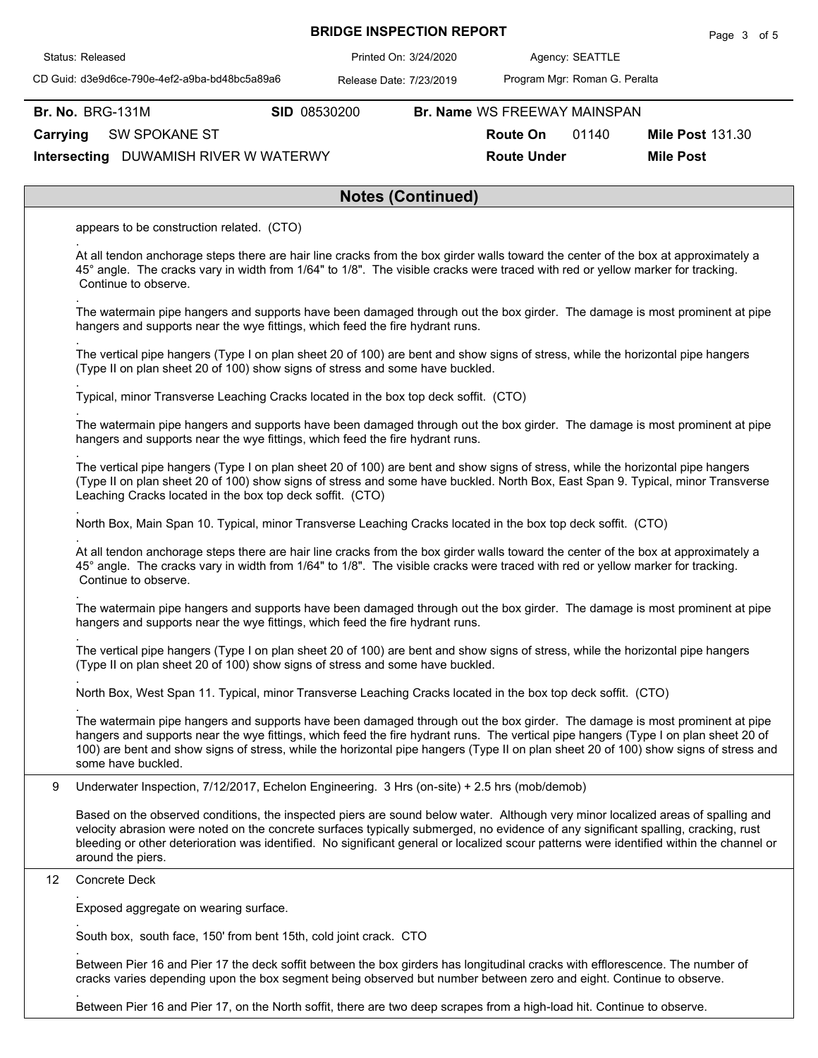| Br. No. BRG-131M | SID 08530200 | Br. Name WS FREEWAY MAINSPAN | | |
|---|---|---|---|---|
| **Carrying** SW SPOKANE ST | | **Route On** 01140 | | **Mile Post** 131.30 |
| **Intersecting** DUWAMISH RIVER W WATERWY | | **Route Under** | | **Mile Post** |

## Notes (Continued)

appears to be construction related. (CTO)

.

At all tendon anchorage steps there are hair line cracks from the box girder walls toward the center of the box at approximately a 45° angle. The cracks vary in width from 1/64" to 1/8". The visible cracks were traced with red or yellow marker for tracking. Continue to observe.

.

The watermain pipe hangers and supports have been damaged through out the box girder. The damage is most prominent at pipe hangers and supports near the wye fittings, which feed the fire hydrant runs.

.

The vertical pipe hangers (Type I on plan sheet 20 of 100) are bent and show signs of stress, while the horizontal pipe hangers (Type II on plan sheet 20 of 100) show signs of stress and some have buckled.

.

Typical, minor Transverse Leaching Cracks located in the box top deck soffit. (CTO)

.

The watermain pipe hangers and supports have been damaged through out the box girder. The damage is most prominent at pipe hangers and supports near the wye fittings, which feed the fire hydrant runs.

.

The vertical pipe hangers (Type I on plan sheet 20 of 100) are bent and show signs of stress, while the horizontal pipe hangers (Type II on plan sheet 20 of 100) show signs of stress and some have buckled. North Box, East Span 9. Typical, minor Transverse Leaching Cracks located in the box top deck soffit. (CTO)

.

North Box, Main Span 10. Typical, minor Transverse Leaching Cracks located in the box top deck soffit. (CTO)

.

At all tendon anchorage steps there are hair line cracks from the box girder walls toward the center of the box at approximately a 45° angle. The cracks vary in width from 1/64" to 1/8". The visible cracks were traced with red or yellow marker for tracking. Continue to observe.

.

The watermain pipe hangers and supports have been damaged through out the box girder. The damage is most prominent at pipe hangers and supports near the wye fittings, which feed the fire hydrant runs.

.

The vertical pipe hangers (Type I on plan sheet 20 of 100) are bent and show signs of stress, while the horizontal pipe hangers (Type II on plan sheet 20 of 100) show signs of stress and some have buckled.

.

North Box, West Span 11. Typical, minor Transverse Leaching Cracks located in the box top deck soffit. (CTO)

.

The watermain pipe hangers and supports have been damaged through out the box girder. The damage is most prominent at pipe hangers and supports near the wye fittings, which feed the fire hydrant runs. The vertical pipe hangers (Type I on plan sheet 20 of 100) are bent and show signs of stress, while the horizontal pipe hangers (Type II on plan sheet 20 of 100) show signs of stress and some have buckled.

**9** Underwater Inspection, 7/12/2017, Echelon Engineering. 3 Hrs (on-site) + 2.5 hrs (mob/demob)

Based on the observed conditions, the inspected piers are sound below water. Although very minor localized areas of spalling and velocity abrasion were noted on the concrete surfaces typically submerged, no evidence of any significant spalling, cracking, rust bleeding or other deterioration was identified. No significant general or localized scour patterns were identified within the channel or around the piers.

**12** Concrete Deck

.

Exposed aggregate on wearing surface.

.

South box, south face, 150' from bent 15th, cold joint crack. CTO

.

Between Pier 16 and Pier 17 the deck soffit between the box girders has longitudinal cracks with efflorescence. The number of cracks varies depending upon the box segment being observed but number between zero and eight. Continue to observe.

.

Between Pier 16 and Pier 17, on the North soffit, there are two deep scrapes from a high-load hit. Continue to observe.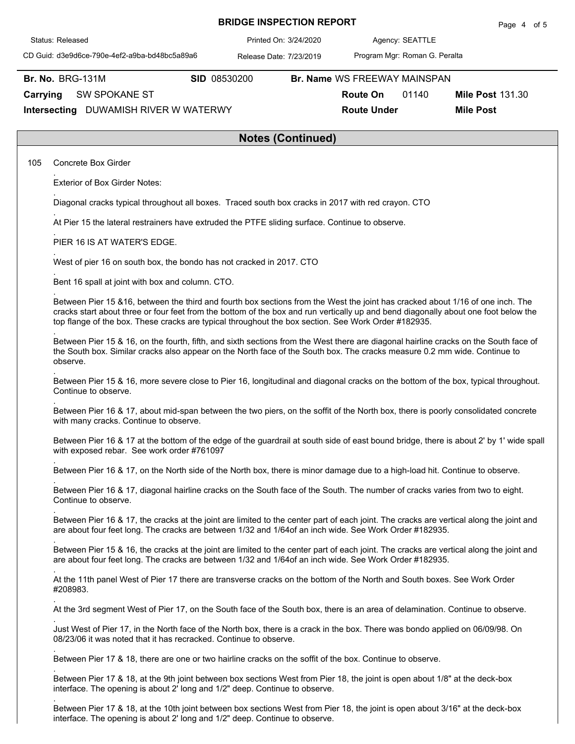**Br. No.** BRG-131M **SID** 08530200 **Br. Name** WS FREEWAY MAINSPAN

**Carrying** SW SPOKANE ST **Route On** 01140 **Mile Post** 131.30

**Intersecting** DUWAMISH RIVER W WATERWY **Route Under** **Mile Post**

## Notes (Continued)

105 Concrete Box Girder

.
Exterior of Box Girder Notes:

.
Diagonal cracks typical throughout all boxes. Traced south box cracks in 2017 with red crayon. CTO

.
At Pier 15 the lateral restrainers have extruded the PTFE sliding surface. Continue to observe.

.
PIER 16 IS AT WATER'S EDGE.

.
West of pier 16 on south box, the bondo has not cracked in 2017. CTO

.
Bent 16 spall at joint with box and column. CTO.

.
Between Pier 15 &16, between the third and fourth box sections from the West the joint has cracked about 1/16 of one inch. The cracks start about three or four feet from the bottom of the box and run vertically up and bend diagonally about one foot below the top flange of the box. These cracks are typical throughout the box section. See Work Order #182935.

.
Between Pier 15 & 16, on the fourth, fifth, and sixth sections from the West there are diagonal hairline cracks on the South face of the South box. Similar cracks also appear on the North face of the South box. The cracks measure 0.2 mm wide. Continue to observe.

.
Between Pier 15 & 16, more severe close to Pier 16, longitudinal and diagonal cracks on the bottom of the box, typical throughout. Continue to observe.

.
Between Pier 16 & 17, about mid-span between the two piers, on the soffit of the North box, there is poorly consolidated concrete with many cracks. Continue to observe.

Between Pier 16 & 17 at the bottom of the edge of the guardrail at south side of east bound bridge, there is about 2' by 1' wide spall with exposed rebar. See work order #761097

.
Between Pier 16 & 17, on the North side of the North box, there is minor damage due to a high-load hit. Continue to observe.

.
Between Pier 16 & 17, diagonal hairline cracks on the South face of the South. The number of cracks varies from two to eight. Continue to observe.

.
Between Pier 16 & 17, the cracks at the joint are limited to the center part of each joint. The cracks are vertical along the joint and are about four feet long. The cracks are between 1/32 and 1/64of an inch wide. See Work Order #182935.

.
Between Pier 15 & 16, the cracks at the joint are limited to the center part of each joint. The cracks are vertical along the joint and are about four feet long. The cracks are between 1/32 and 1/64of an inch wide. See Work Order #182935.

.
At the 11th panel West of Pier 17 there are transverse cracks on the bottom of the North and South boxes. See Work Order #208983.

.
At the 3rd segment West of Pier 17, on the South face of the South box, there is an area of delamination. Continue to observe.

.
Just West of Pier 17, in the North face of the North box, there is a crack in the box. There was bondo applied on 06/09/98. On 08/23/06 it was noted that it has recracked. Continue to observe.

.
Between Pier 17 & 18, there are one or two hairline cracks on the soffit of the box. Continue to observe.

.
Between Pier 17 & 18, at the 9th joint between box sections West from Pier 18, the joint is open about 1/8" at the deck-box interface. The opening is about 2' long and 1/2" deep. Continue to observe.

.
Between Pier 17 & 18, at the 10th joint between box sections West from Pier 18, the joint is open about 3/16" at the deck-box interface. The opening is about 2' long and 1/2" deep. Continue to observe.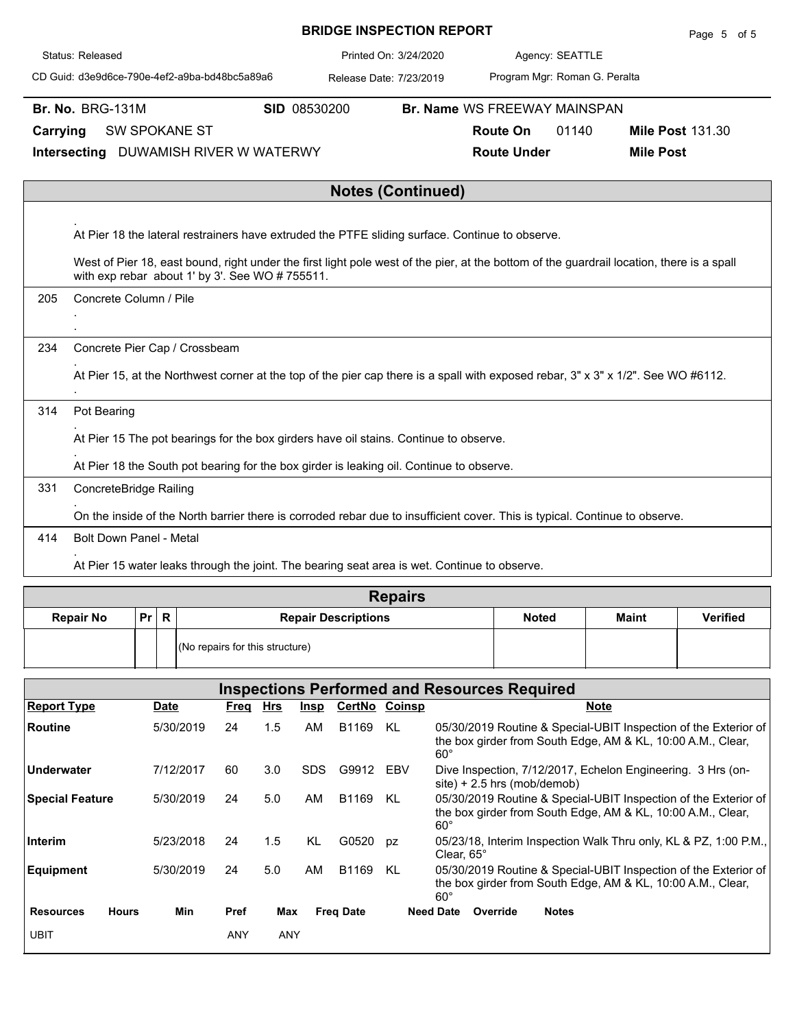# BRIDGE INSPECTION REPORT

Status: Released | Printed On: 3/24/2020 | Agency: SEATTLE

CD Guid: d3e9d6ce-790e-4ef2-a9ba-bd48bc5a89a6 | Release Date: 7/23/2019 | Program Mgr: Roman G. Peralta

**Br. No.** BRG-131M **SID** 08530200 **Br. Name** WS FREEWAY MAINSPAN

**Carrying** SW SPOKANE ST **Route On** 01140 **Mile Post** 131.30

**Intersecting** DUWAMISH RIVER W WATERWY **Route Under** **Mile Post**

## Notes (Continued)

.

At Pier 18 the lateral restrainers have extruded the PTFE sliding surface. Continue to observe.

West of Pier 18, east bound, right under the first light pole west of the pier, at the bottom of the guardrail location, there is a spall with exp rebar about 1' by 3'. See WO # 755511.

**205** Concrete Column / Pile

.

.

**234** Concrete Pier Cap / Crossbeam

.

At Pier 15, at the Northwest corner at the top of the pier cap there is a spall with exposed rebar, 3" x 3" x 1/2". See WO #6112.

.

**314** Pot Bearing

.

At Pier 15 The pot bearings for the box girders have oil stains. Continue to observe.

.

At Pier 18 the South pot bearing for the box girder is leaking oil. Continue to observe.

**331** ConcreteBridge Railing

.

On the inside of the North barrier there is corroded rebar due to insufficient cover. This is typical. Continue to observe.

**414** Bolt Down Panel - Metal

.

At Pier 15 water leaks through the joint. The bearing seat area is wet. Continue to observe.

## Repairs

| Repair No | Pr | R | Repair Descriptions | Noted | Maint | Verified |
|---|---|---|---|---|---|---|
| | | | (No repairs for this structure) | | | |

## Inspections Performed and Resources Required

| Report Type | Date | Freq | Hrs | Insp | CertNo | Coinsp | Note |
|---|---|---|---|---|---|---|---|
| Routine | 5/30/2019 | 24 | 1.5 | AM | B1169 | KL | 05/30/2019 Routine & Special-UBIT Inspection of the Exterior of the box girder from South Edge, AM & KL, 10:00 A.M., Clear, 60° |
| Underwater | 7/12/2017 | 60 | 3.0 | SDS | G9912 | EBV | Dive Inspection, 7/12/2017, Echelon Engineering. 3 Hrs (on-site) + 2.5 hrs (mob/demob) |
| Special Feature | 5/30/2019 | 24 | 5.0 | AM | B1169 | KL | 05/30/2019 Routine & Special-UBIT Inspection of the Exterior of the box girder from South Edge, AM & KL, 10:00 A.M., Clear, 60° |
| Interim | 5/23/2018 | 24 | 1.5 | KL | G0520 | pz | 05/23/18, Interim Inspection Walk Thru only, KL & PZ, 1:00 P.M., Clear, 65° |
| Equipment | 5/30/2019 | 24 | 5.0 | AM | B1169 | KL | 05/30/2019 Routine & Special-UBIT Inspection of the Exterior of the box girder from South Edge, AM & KL, 10:00 A.M., Clear, 60° |

| Resources | Hours | Min | Pref | Max | Freq Date | Need Date | Override | Notes |
|---|---|---|---|---|---|---|---|---|
| UBIT | | | ANY | ANY | | | | |